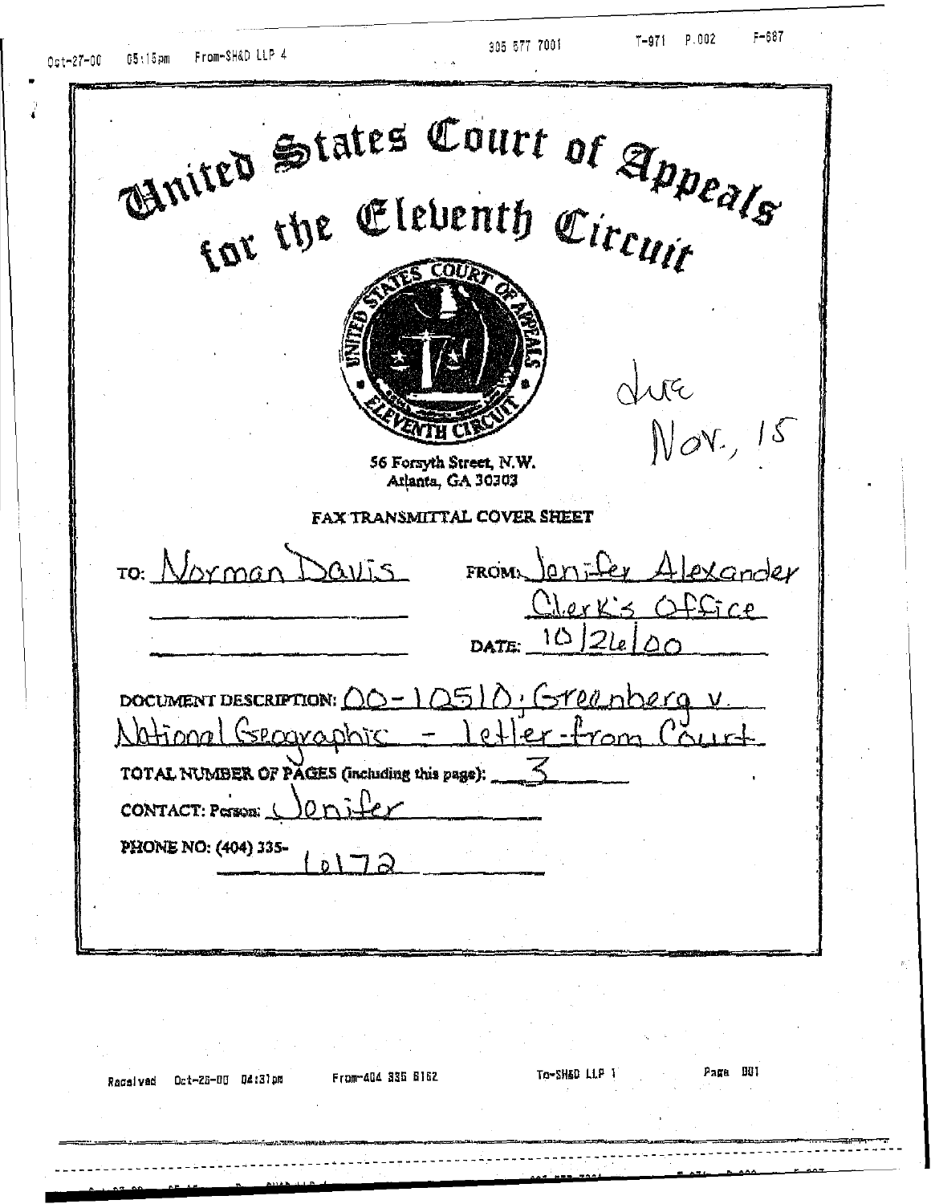# United States Court of Appeals for the Eleventh Circuit

due Nov., 15

56 Forsyth Street, N.W.
Atlanta, GA 30303

## FAX TRANSMITTAL COVER SHEET

TO: Norman Davis

FROM: Jenifer Alexander
Clerk's Office

DATE: 10/26/00

DOCUMENT DESCRIPTION: 00-10510; Greenberg v. National Geographic - letter from Court

TOTAL NUMBER OF PAGES (including this page): 3

CONTACT: Person: Jenifer

PHONE NO: (404) 335- 6172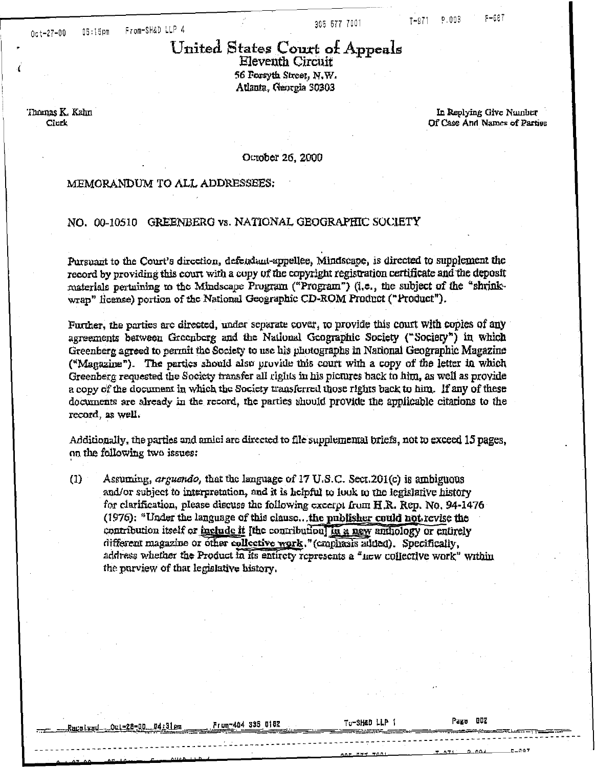# United States Court of Appeals
## Eleventh Circuit

56 Forsyth Street, N.W.
Atlanta, Georgia 30303

Thomas K. Kahn
Clerk

In Replying Give Number
Of Case And Names of Parties

October 26, 2000

MEMORANDUM TO ALL ADDRESSEES:

NO. 00-10510 GREENBERG vs. NATIONAL GEOGRAPHIC SOCIETY

Pursuant to the Court's direction, defendant-appellee, Mindscape, is directed to supplement the record by providing this court with a copy of the copyright registration certificate and the deposit materials pertaining to the Mindscape Program ("Program") (i.e., the subject of the "shrink-wrap" license) portion of the National Geographic CD-ROM Product ("Product").

Further, the parties are directed, under separate cover, to provide this court with copies of any agreements between Greenberg and the National Geographic Society ("Society") in which Greenberg agreed to permit the Society to use his photographs in National Geographic Magazine ("Magazine"). The parties should also provide this court with a copy of the letter in which Greenberg requested the Society transfer all rights in his pictures back to him, as well as provide a copy of the document in which the Society transferred those rights back to him. If any of these documents are already in the record, the parties should provide the applicable citations to the record, as well.

Additionally, the parties and amici are directed to file supplemental briefs, not to exceed 15 pages, on the following two issues:

(1) Assuming, *arguendo*, that the language of 17 U.S.C. Sect.201(c) is ambiguous and/or subject to interpretation, and it is helpful to look to the legislative history for clarification, please discuss the following excerpt from H.R. Rep. No. 94-1476 (1976): "Under the language of this clause... **the publisher could not** revise the contribution itself or **include it** [the contribution] **in a new** anthology or entirely different magazine or other **collective work**." (emphasis added). Specifically, address whether the Product in its entirety represents a "new collective work" within the purview of that legislative history.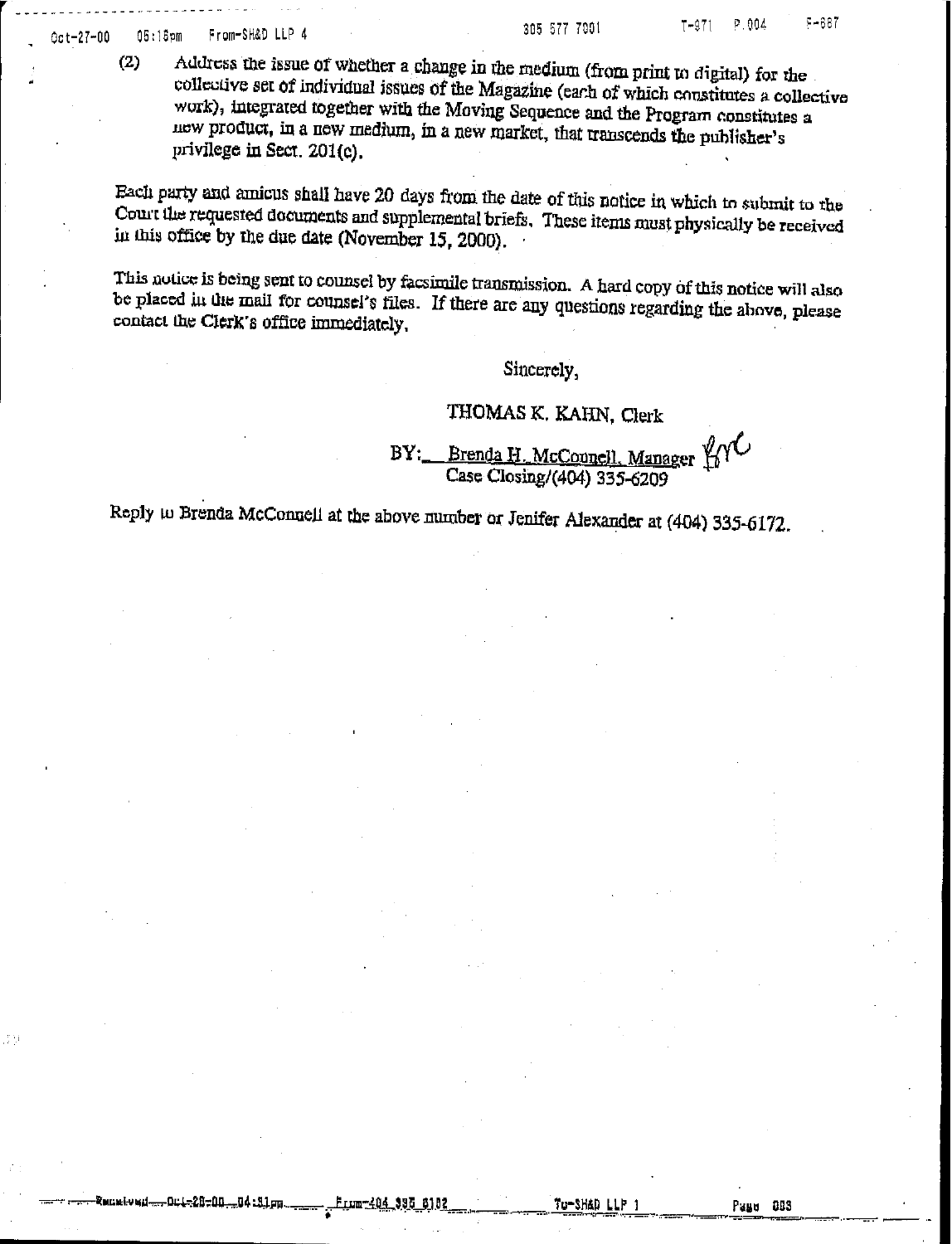(2) Address the issue of whether a change in the medium (from print to digital) for the collective set of individual issues of the Magazine (each of which constitutes a collective work), integrated together with the Moving Sequence and the Program constitutes a new product, in a new medium, in a new market, that transcends the publisher's privilege in Sect. 201(c).

Each party and amicus shall have 20 days from the date of this notice in which to submit to the Court the requested documents and supplemental briefs. These items must physically be received in this office by the due date (November 15, 2000).

This notice is being sent to counsel by facsimile transmission. A hard copy of this notice will also be placed in the mail for counsel's files. If there are any questions regarding the above, please contact the Clerk's office immediately.

Sincerely,

THOMAS K. KAHN, Clerk

BY: Brenda H. McConnell, Manager
Case Closing/(404) 335-6209

Reply to Brenda McConnell at the above number or Jenifer Alexander at (404) 335-6172.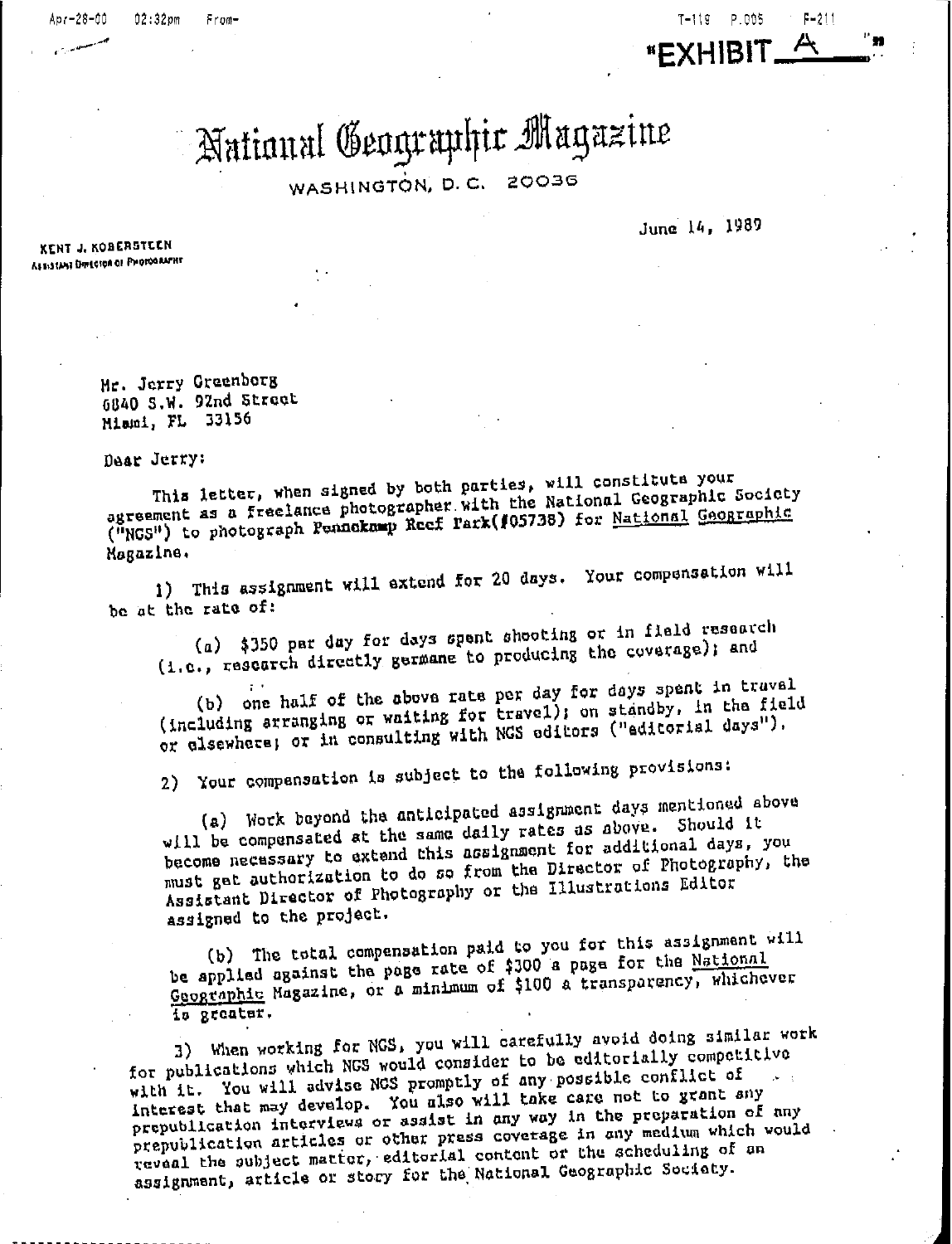"EXHIBIT A"

# National Geographic Magazine

WASHINGTON, D.C. 20036

June 14, 1989

KENT J. KOBERSTEEN
Assistant Director of Photography

Mr. Jerry Greenberg
6840 S.W. 92nd Street
Miami, FL 33156

Dear Jerry:

This letter, when signed by both parties, will constitute your agreement as a freelance photographer with the National Geographic Society ("NGS") to photograph Pennekamp Reef Park(#05738) for National Geographic Magazine.

1) This assignment will extend for 20 days. Your compensation will be at the rate of:

(a) $350 per day for days spent shooting or in field research (i.e., research directly germane to producing the coverage); and

(b) one half of the above rate per day for days spent in travel (including arranging or waiting for travel); on standby, in the field or elsewhere; or in consulting with NGS editors ("editorial days").

2) Your compensation is subject to the following provisions:

(a) Work beyond the anticipated assignment days mentioned above will be compensated at the same daily rates as above. Should it become necessary to extend this assignment for additional days, you must get authorization to do so from the Director of Photography, the Assistant Director of Photography or the Illustrations Editor assigned to the project.

(b) The total compensation paid to you for this assignment will be applied against the page rate of $300 a page for the National Geographic Magazine, or a minimum of $100 a transparency, whichever is greater.

3) When working for NGS, you will carefully avoid doing similar work for publications which NGS would consider to be editorially competitive with it. You will advise NGS promptly of any possible conflict of interest that may develop. You also will take care not to grant any prepublication interviews or assist in any way in the preparation of any prepublication articles or other press coverage in any medium which would reveal the subject matter, editorial content or the scheduling of an assignment, article or story for the National Geographic Society.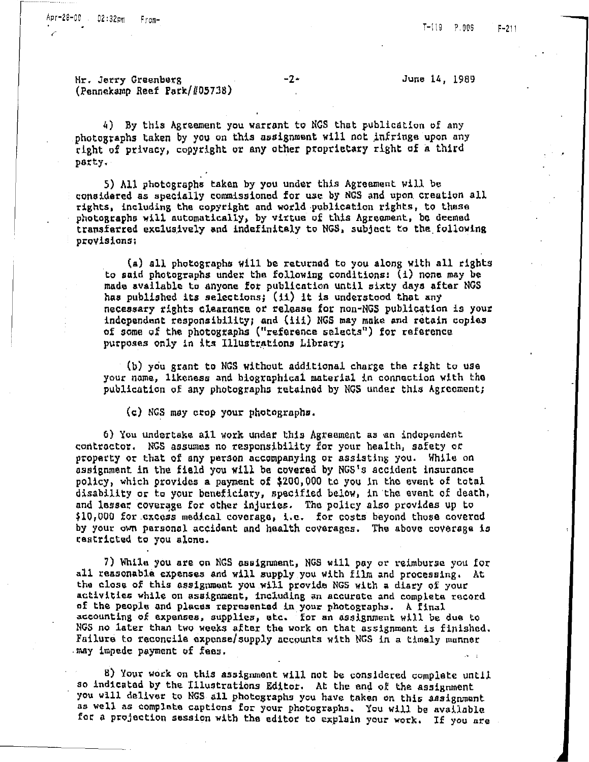Mr. Jerry Greenberg (Pennekamp Reef Park/#05738) -2- June 14, 1989

4) By this Agreement you warrant to NGS that publication of any photographs taken by you on this assignment will not infringe upon any right of privacy, copyright or any other proprietary right of a third party.

5) All photographs taken by you under this Agreement will be considered as specially commissioned for use by NGS and upon creation all rights, including the copyright and world publication rights, to these photographs will automatically, by virtue of this Agreement, be deemed transferred exclusively and indefinitely to NGS, subject to the following provisions:

(a) all photographs will be returned to you along with all rights to said photographs under the following conditions: (i) none may be made available to anyone for publication until sixty days after NGS has published its selections; (ii) it is understood that any necessary rights clearance or release for non-NGS publication is your independent responsibility; and (iii) NGS may make and retain copies of some of the photographs ("reference selects") for reference purposes only in its Illustrations Library;

(b) you grant to NGS without additional charge the right to use your name, likeness and biographical material in connection with the publication of any photographs retained by NGS under this Agreement;

(c) NGS may crop your photographs.

6) You undertake all work under this Agreement as an independent contractor. NGS assumes no responsibility for your health, safety or property or that of any person accompanying or assisting you. While on assignment in the field you will be covered by NGS's accident insurance policy, which provides a payment of $200,000 to you in the event of total disability or to your beneficiary, specified below, in the event of death, and lesser coverage for other injuries. The policy also provides up to $10,000 for excess medical coverage, i.e. for costs beyond those covered by your own personal accident and health coverages. The above coverage is restricted to you alone.

7) While you are on NGS assignment, NGS will pay or reimburse you for all reasonable expenses and will supply you with film and processing. At the close of this assignment you will provide NGS with a diary of your activities while on assignment, including an accurate and complete record of the people and places represented in your photographs. A final accounting of expenses, supplies, etc. for an assignment will be due to NGS no later than two weeks after the work on that assignment is finished. Failure to reconcile expense/supply accounts with NGS in a timely manner may impede payment of fees.

8) Your work on this assignment will not be considered complete until so indicated by the Illustrations Editor. At the end of the assignment you will deliver to NGS all photographs you have taken on this assignment as well as complete captions for your photographs. You will be available for a projection session with the editor to explain your work. If you are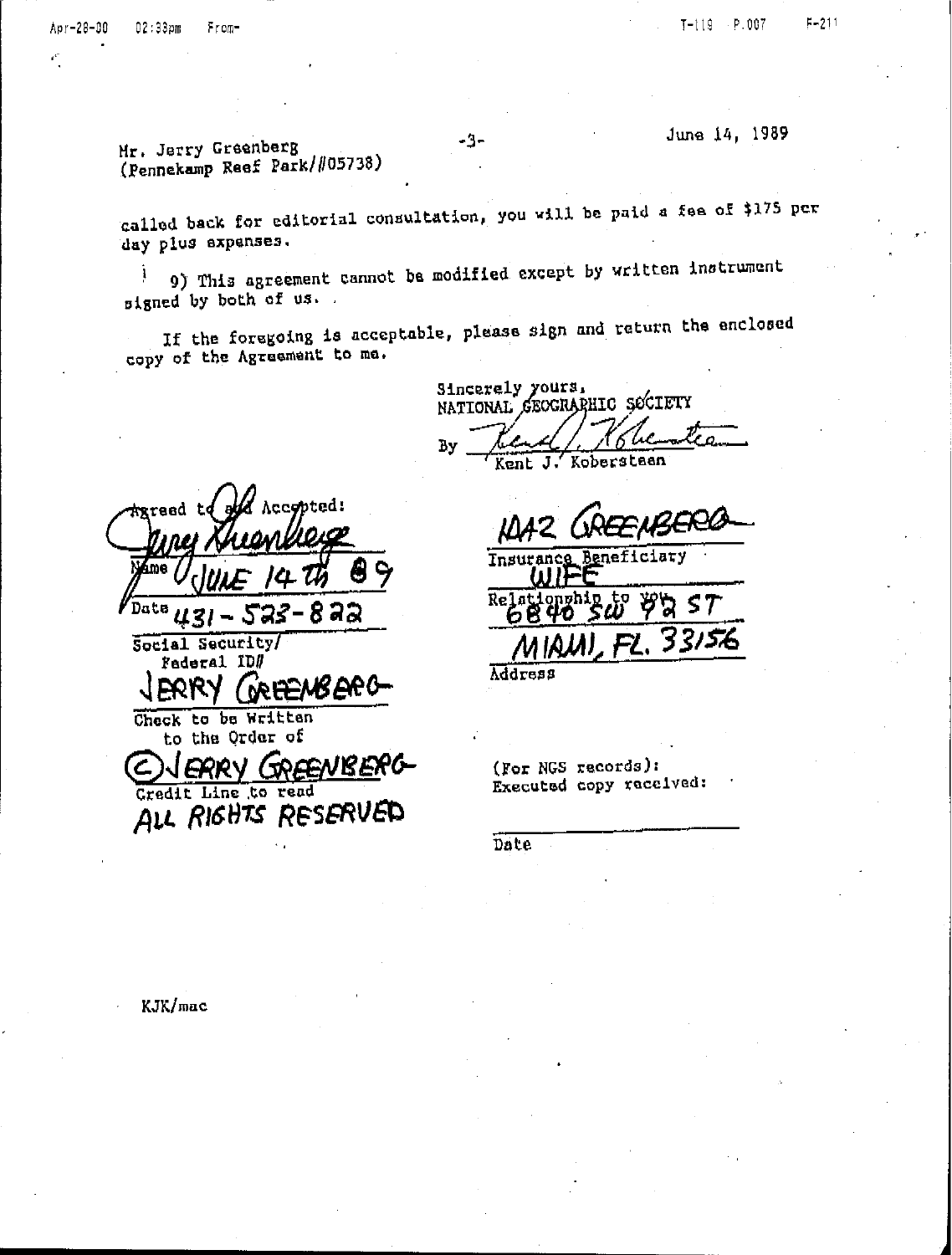Mr. Jerry Greenberg
(Pennekamp Reef Park/#05738)

June 14, 1989

called back for editorial consultation, you will be paid a fee of $175 per day plus expenses.

9) This agreement cannot be modified except by written instrument signed by both of us.

If the foregoing is acceptable, please sign and return the enclosed copy of the Agreement to me.

Sincerely yours,
NATIONAL GEOGRAPHIC SOCIETY

By *[signature]*
Kent J. Koberstaen

Agreed to and Accepted:

*[signature: Jerry Greenberg]*
Name

JUNE 14th 89
Date

431-523-822
Social Security/
Federal ID#

JERRY GREENBERG
Check to be Written
to the Order of

© JERRY GREENBERG
Credit Line to read
ALL RIGHTS RESERVED

IDAZ GREENBERG
Insurance Beneficiary

WIFE
Relationship to you

6840 SW 92 ST
MIAMI, FL. 33156
Address

(For NGS records):
Executed copy received:

Date

KJK/mac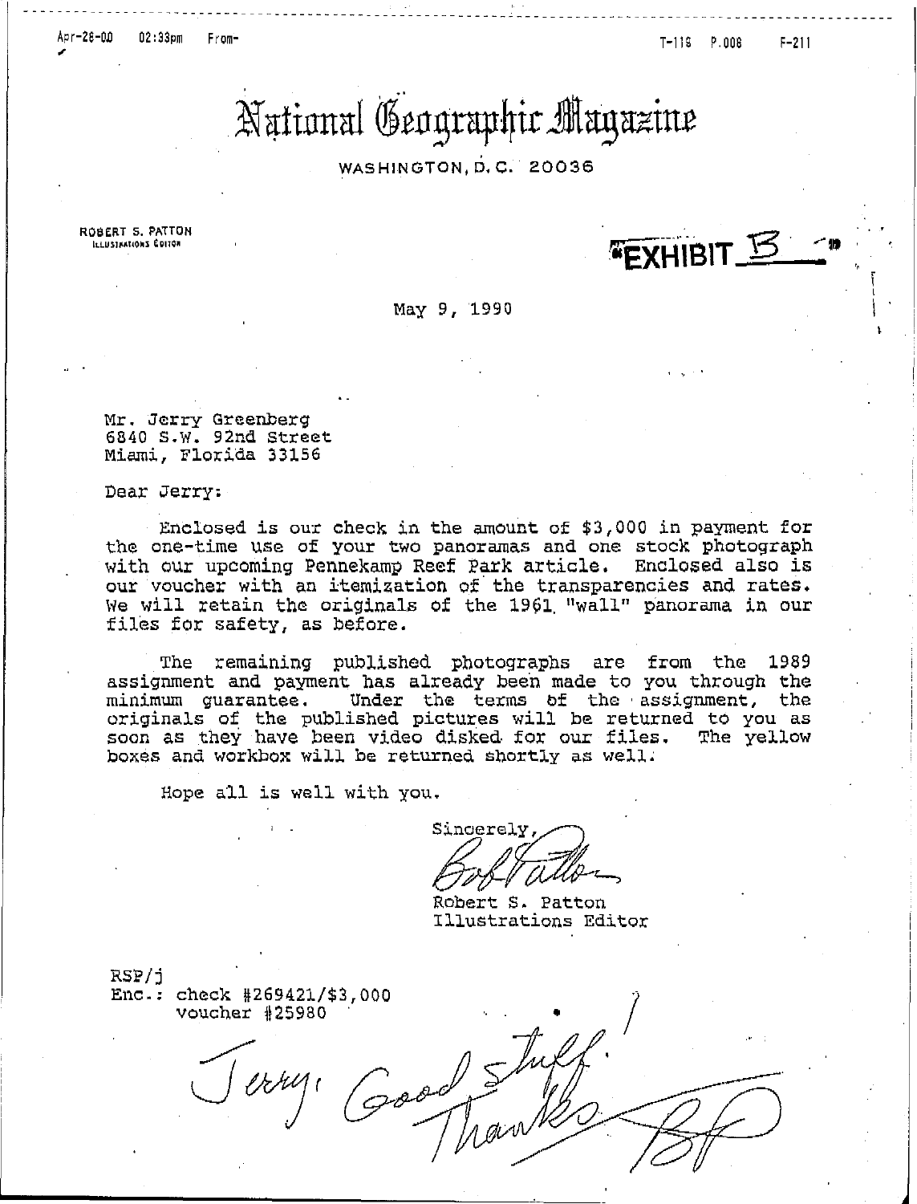# National Geographic Magazine

WASHINGTON, D.C. 20036

ROBERT S. PATTON
ILLUSTRATIONS EDITOR

**"EXHIBIT B"**

May 9, 1990

Mr. Jerry Greenberg
6840 S.W. 92nd Street
Miami, Florida 33156

Dear Jerry:

Enclosed is our check in the amount of $3,000 in payment for the one-time use of your two panoramas and one stock photograph with our upcoming Pennekamp Reef Park article. Enclosed also is our voucher with an itemization of the transparencies and rates. We will retain the originals of the 1961 "wall" panorama in our files for safety, as before.

The remaining published photographs are from the 1989 assignment and payment has already been made to you through the minimum guarantee. Under the terms of the assignment, the originals of the published pictures will be returned to you as soon as they have been video disked for our files. The yellow boxes and workbox will be returned shortly as well.

Hope all is well with you.

Sincerely,

Bob Patton

Robert S. Patton
Illustrations Editor

RSP/j
Enc.: check #269421/$3,000
voucher #25980

Jerry: Good stuff! Thanks BP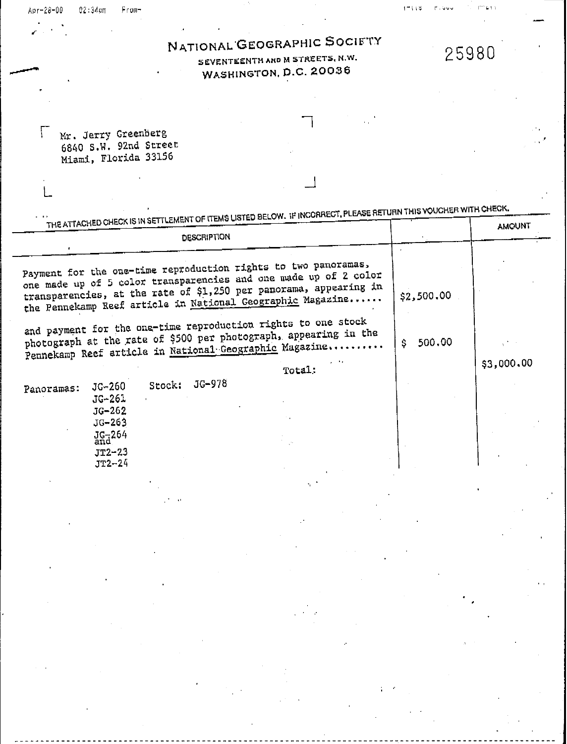# NATIONAL GEOGRAPHIC SOCIETY

SEVENTEENTH AND M STREETS, N.W.
WASHINGTON, D.C. 20036

25980

Mr. Jerry Greenberg
6840 S.W. 92nd Street
Miami, Florida 33156

THE ATTACHED CHECK IS IN SETTLEMENT OF ITEMS LISTED BELOW. IF INCORRECT, PLEASE RETURN THIS VOUCHER WITH CHECK.

| DESCRIPTION | | AMOUNT |
|---|---|---|
| Payment for the one-time reproduction rights to two panoramas, one made up of 5 color transparencies and one made up of 2 color transparencies, at the rate of $1,250 per panorama, appearing in the Pennekamp Reef article in National Geographic Magazine...... | $2,500.00 | |
| and payment for the one-time reproduction rights to one stock photograph at the rate of $500 per photograph, appearing in the Pennekamp Reef article in National Geographic Magazine.......... | $ 500.00 | |
| Total: | | $3,000.00 |

Panoramas: JG-260
JG-261
JG-262
JG-263
JG-264
and
JT2-23
JT2-24

Stock: JG-978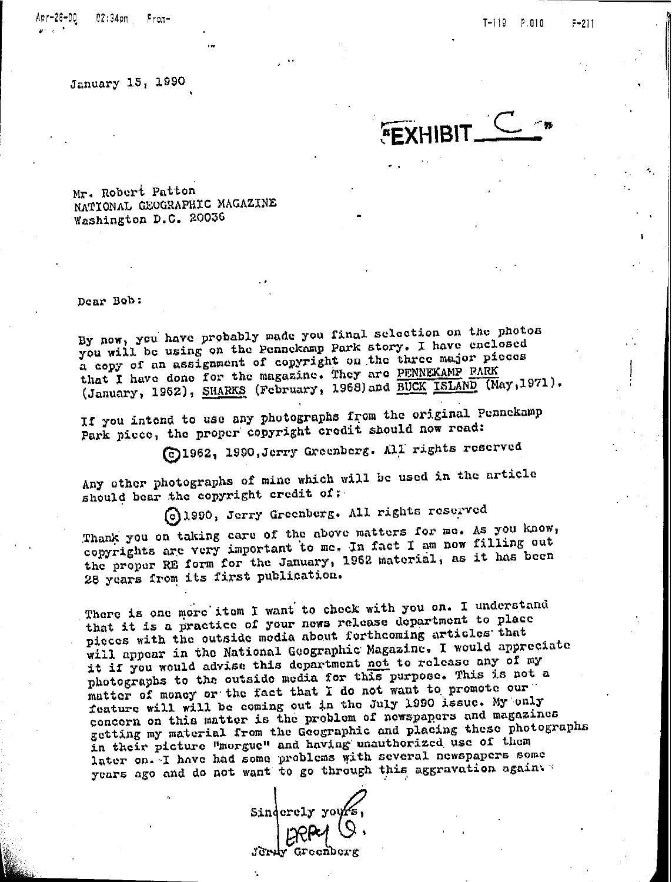January 15, 1990

"EXHIBIT C"

Mr. Robert Patton
NATIONAL GEOGRAPHIC MAGAZINE
Washington D.C. 20036

Dear Bob:

By now, you have probably made you final selection on the photos you will be using on the Pennekamp Park story. I have enclosed a copy of an assignment of copyright on the three major pieces that I have done for the magazine. They are PENNEKAMP PARK (January, 1962), SHARKS (February, 1968) and BUCK ISLAND (May, 1971).

If you intend to use any photographs from the original Pennekamp Park piece, the proper copyright credit should now read:

©1962, 1990, Jerry Greenberg. All rights reserved

Any other photographs of mine which will be used in the article should bear the copyright credit of:

©1990, Jerry Greenberg. All rights reserved

Thank you on taking care of the above matters for me. As you know, copyrights are very important to me. In fact I am now filling out the proper RE form for the January, 1962 material, as it has been 28 years from its first publication.

There is one more item I want to check with you on. I understand that it is a practice of your news release department to place pieces with the outside media about forthcoming articles that will appear in the National Geographic Magazine. I would appreciate it if you would advise this department not to release any of my photographs to the outside media for this purpose. This is not a matter of money or the fact that I do not want to promote our feature will will be coming out in the July 1990 issue. My only concern on this matter is the problem of newspapers and magazines getting my material from the Geographic and placing these photographs in their picture "morgue" and having unauthorized use of them later on. I have had some problems with several newspapers some years ago and do not want to go through this aggravation again.

Sincerely yours,

Jerry G.

Jerry Greenberg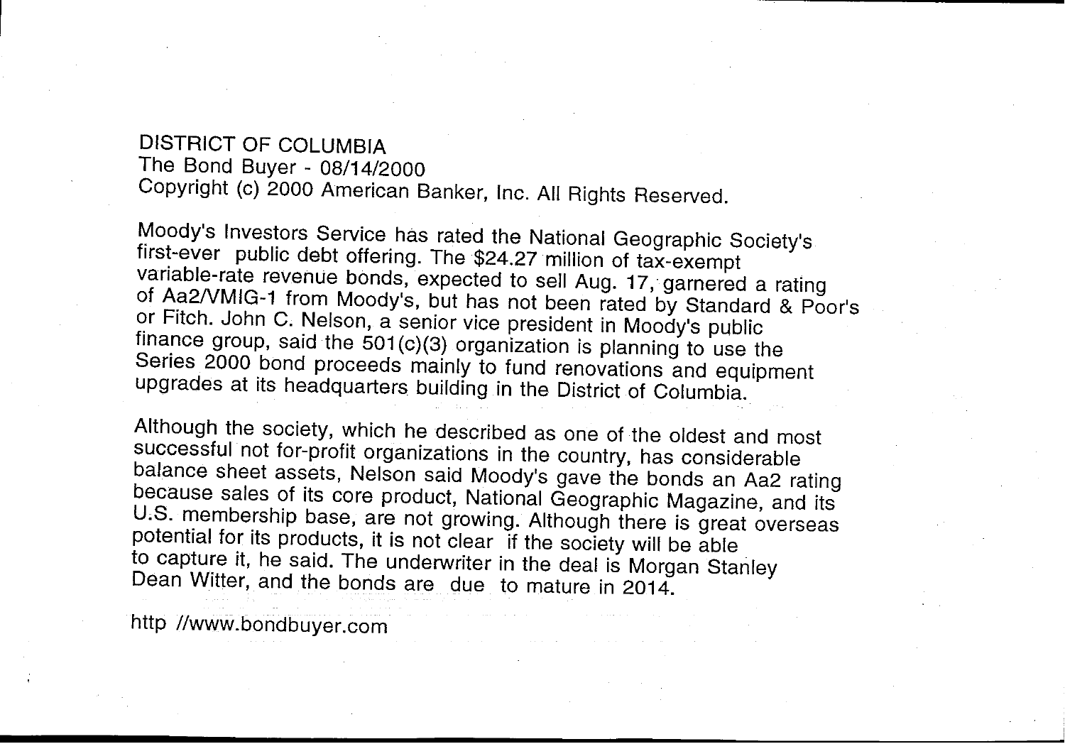DISTRICT OF COLUMBIA
The Bond Buyer - 08/14/2000
Copyright (c) 2000 American Banker, Inc. All Rights Reserved.

Moody's Investors Service has rated the National Geographic Society's first-ever public debt offering. The $24.27 million of tax-exempt variable-rate revenue bonds, expected to sell Aug. 17, garnered a rating of Aa2/VMIG-1 from Moody's, but has not been rated by Standard & Poor's or Fitch. John C. Nelson, a senior vice president in Moody's public finance group, said the 501(c)(3) organization is planning to use the Series 2000 bond proceeds mainly to fund renovations and equipment upgrades at its headquarters building in the District of Columbia.

Although the society, which he described as one of the oldest and most successful not for-profit organizations in the country, has considerable balance sheet assets, Nelson said Moody's gave the bonds an Aa2 rating because sales of its core product, National Geographic Magazine, and its U.S. membership base, are not growing. Although there is great overseas potential for its products, it is not clear if the society will be able to capture it, he said. The underwriter in the deal is Morgan Stanley Dean Witter, and the bonds are due to mature in 2014.

http //www.bondbuyer.com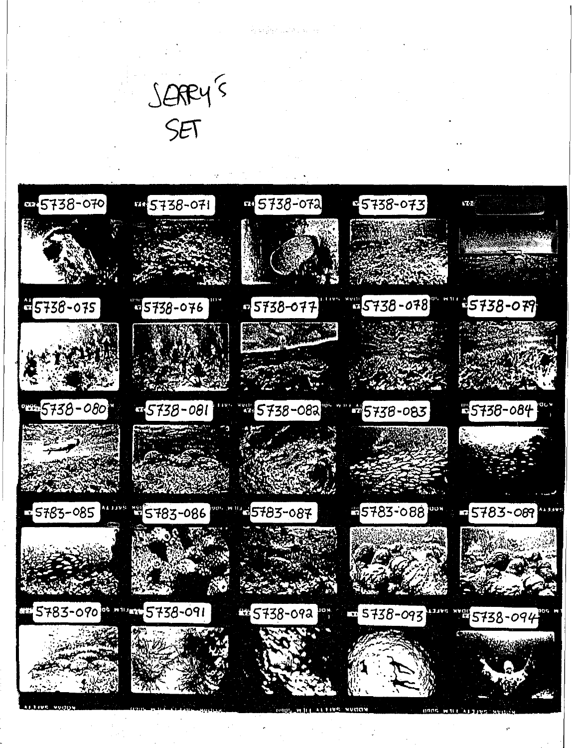JERRY'S SET

5738-070

5738-071

5738-072

5738-073

5738-075

5738-076

5738-077

5738-078

5738-079

5738-080

5738-081

5738-082

5738-083

5738-084

5783-085

5783-086

5783-087

5783-088

5783-089

5783-090

5738-091

5738-092

5738-093

5738-094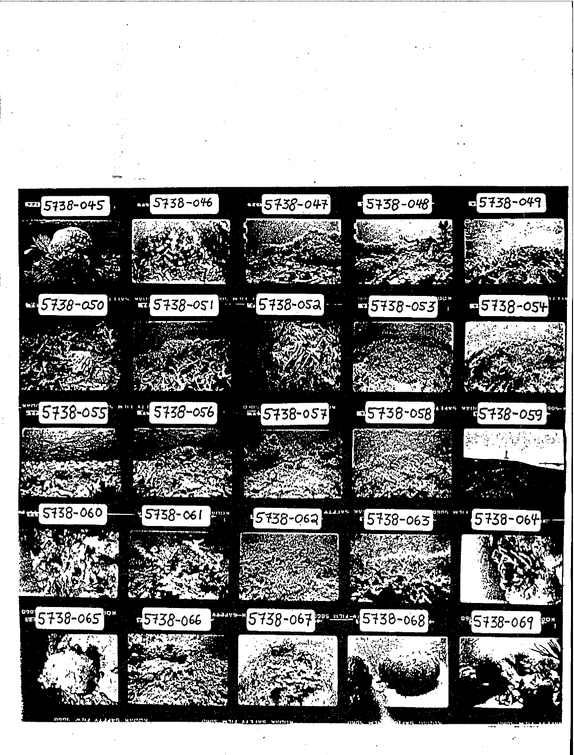5738-045
5738-046
5738-047
5738-048
5738-049
5738-050
5738-051
5738-052
5738-053
5738-054
5738-055
5738-056
5738-057
5738-058
5738-059
5738-060
5738-061
5738-062
5738-063
5738-064
5738-065
5738-066
5738-067
5738-068
5738-069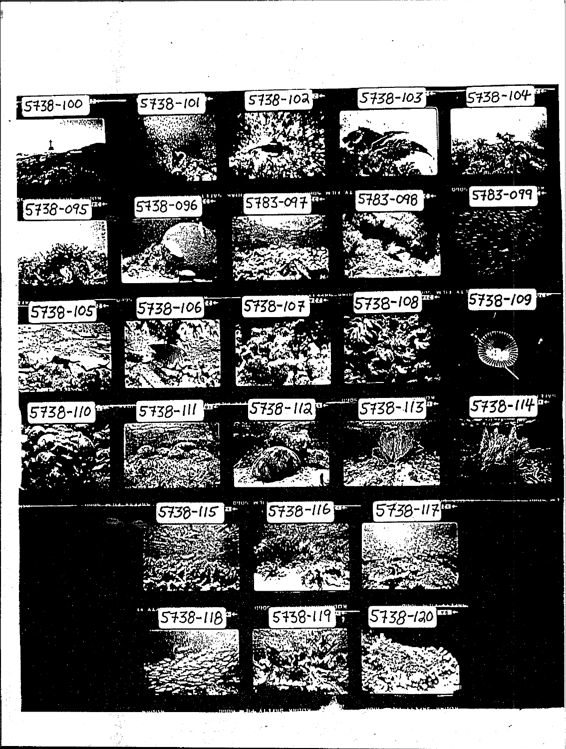5738-100

5738-101

5738-102

5738-103

5738-104

5738-095

5738-096

5783-097

5783-098

5783-099

5738-105

5738-106

5738-107

5738-108

5738-109

5738-110

5738-111

5738-112

5738-113

5738-114

5738-115

5738-116

5738-117

5738-118

5738-119

5738-120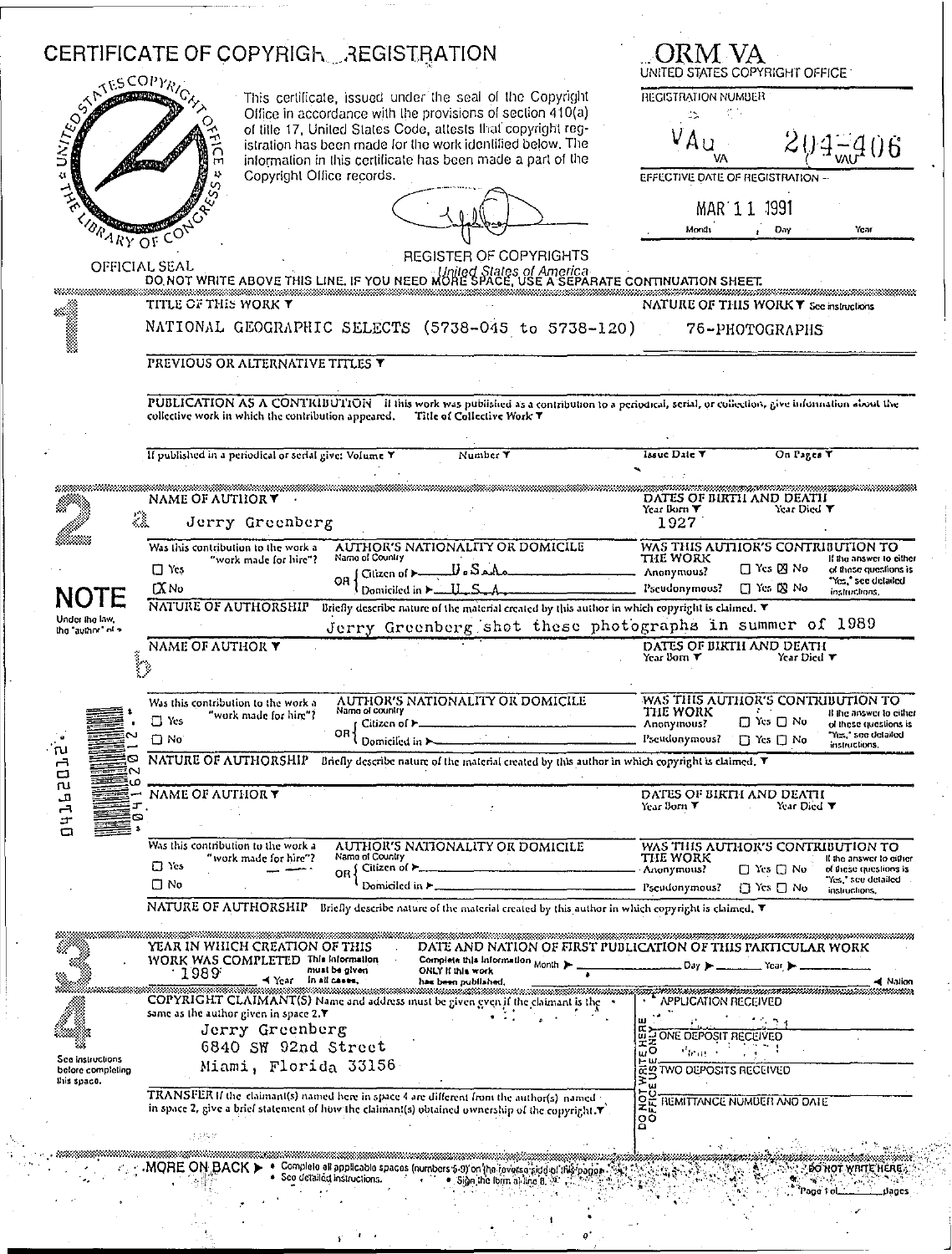# CERTIFICATE OF COPYRIGHT REGISTRATION

**FORM VA**
UNITED STATES COPYRIGHT OFFICE

REGISTRATION NUMBER

VAu 204-406
VA VAU

EFFECTIVE DATE OF REGISTRATION

MAR 11 1991
Month Day Year

OFFICIAL SEAL

This certificate, issued under the seal of the Copyright Office in accordance with the provisions of section 410(a) of title 17, United States Code, attests that copyright registration has been made for the work identified below. The information in this certificate has been made a part of the Copyright Office records.

REGISTER OF COPYRIGHTS
United States of America

DO NOT WRITE ABOVE THIS LINE. IF YOU NEED MORE SPACE, USE A SEPARATE CONTINUATION SHEET.

## 1

TITLE OF THIS WORK ▼
NATIONAL GEOGRAPHIC SELECTS (5738-045 to 5738-120)

NATURE OF THIS WORK ▼ See instructions
76-PHOTOGRAPHS

PREVIOUS OR ALTERNATIVE TITLES ▼

PUBLICATION AS A CONTRIBUTION If this work was published as a contribution to a periodical, serial, or collection, give information about the collective work in which the contribution appeared. Title of Collective Work ▼

If published in a periodical or serial give: Volume ▼ Number ▼ Issue Date ▼ On Pages ▼

## 2

**a** NAME OF AUTHOR ▼
Jerry Greenberg

DATES OF BIRTH AND DEATH
Year Born ▼ 1927 Year Died ▼

Was this contribution to the work a "work made for hire"?
☐ Yes
☒ No

AUTHOR'S NATIONALITY OR DOMICILE
Name of Country
OR { Citizen of ► U.S.A.
Domiciled in ► U.S.A.

WAS THIS AUTHOR'S CONTRIBUTION TO THE WORK
Anonymous? ☐ Yes ☒ No
Pseudonymous? ☐ Yes ☒ No
If the answer to either of these questions is "Yes," see detailed instructions.

NATURE OF AUTHORSHIP Briefly describe nature of the material created by this author in which copyright is claimed. ▼
Jerry Greenberg shot these photographs in summer of 1989

**NOTE**
Under the law, the "author" of a

**b** NAME OF AUTHOR ▼

DATES OF BIRTH AND DEATH
Year Born ▼ Year Died ▼

Was this contribution to the work a "work made for hire"?
☐ Yes
☐ No

AUTHOR'S NATIONALITY OR DOMICILE
Name of country
OR { Citizen of ►
Domiciled in ►

WAS THIS AUTHOR'S CONTRIBUTION TO THE WORK
Anonymous? ☐ Yes ☐ No
Pseudonymous? ☐ Yes ☐ No
If the answer to either of these questions is "Yes," see detailed instructions.

NATURE OF AUTHORSHIP Briefly describe nature of the material created by this author in which copyright is claimed. ▼

NAME OF AUTHOR ▼

DATES OF BIRTH AND DEATH
Year Born ▼ Year Died ▼

Was this contribution to the work a "work made for hire"?
☐ Yes
☐ No

AUTHOR'S NATIONALITY OR DOMICILE
Name of Country
OR { Citizen of ►
Domiciled in ►

WAS THIS AUTHOR'S CONTRIBUTION TO THE WORK
Anonymous? ☐ Yes ☐ No
Pseudonymous? ☐ Yes ☐ No
If the answer to either of these questions is "Yes," see detailed instructions.

NATURE OF AUTHORSHIP Briefly describe nature of the material created by this author in which copyright is claimed. ▼

0416 2012

## 3

YEAR IN WHICH CREATION OF THIS WORK WAS COMPLETED This information must be given in all cases.
1989 ◄ Year

DATE AND NATION OF FIRST PUBLICATION OF THIS PARTICULAR WORK
Complete this information ONLY if this work has been published.
Month ► Day ► Year ► ◄ Nation

## 4

COPYRIGHT CLAIMANT(S) Name and address must be given even if the claimant is the same as the author given in space 2. ▼
Jerry Greenberg
6840 SW 92nd Street
Miami, Florida 33156

See instructions before completing this space.

TRANSFER If the claimant(s) named here in space 4 are different from the author(s) named in space 2, give a brief statement of how the claimant(s) obtained ownership of the copyright. ▼

DO NOT WRITE HERE / OFFICE USE ONLY
APPLICATION RECEIVED
ONE DEPOSIT RECEIVED
TWO DEPOSITS RECEIVED
REMITTANCE NUMBER AND DATE

MORE ON BACK ►
• Complete all applicable spaces (numbers 5-9) on the reverse side of this page.
• See detailed instructions.
• Sign the form at line 8.

DO NOT WRITE HERE
Page 1 of ___ pages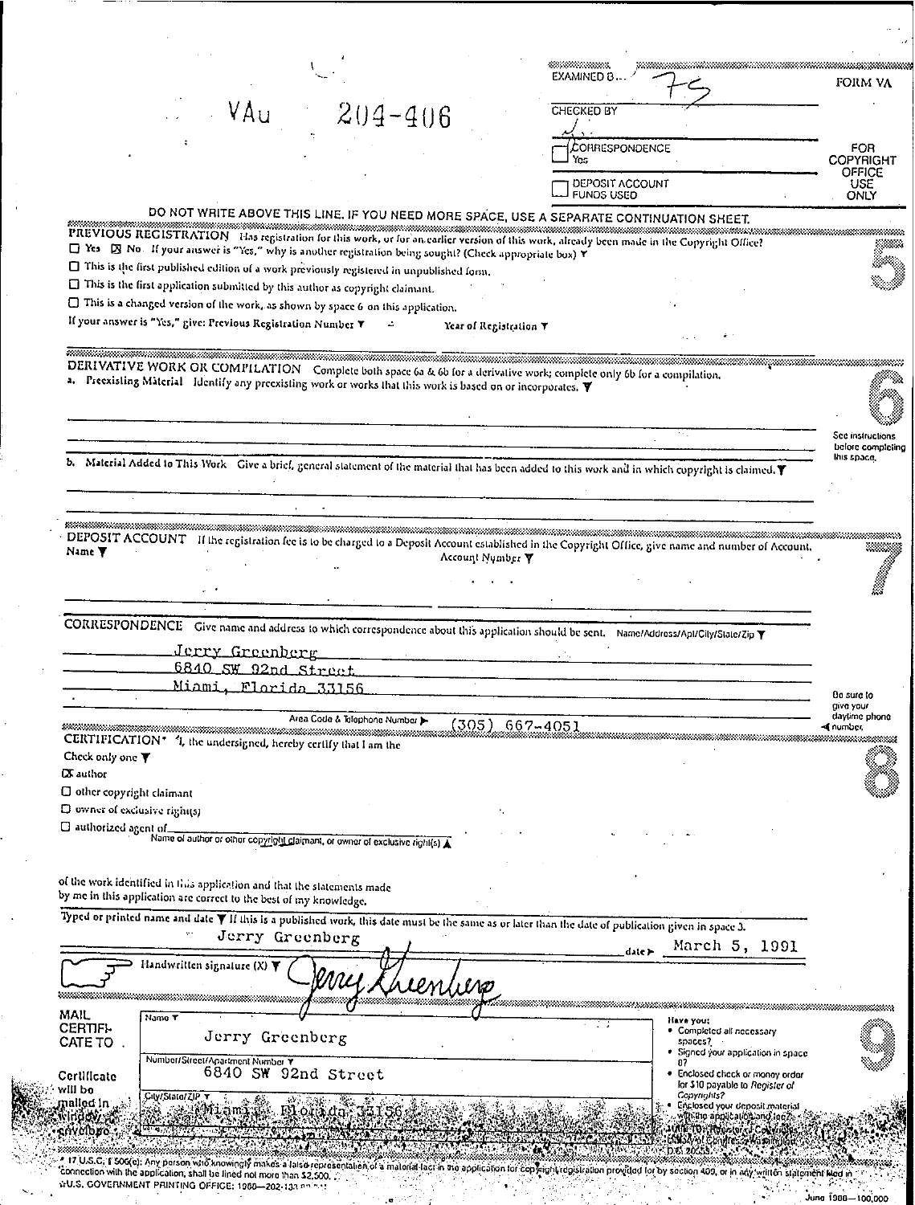VAu 204-406

EXAMINED B... 75

FORM VA

CHECKED BY

☐ CORRESPONDENCE Yes

☐ DEPOSIT ACCOUNT FUNDS USED

FOR COPYRIGHT OFFICE USE ONLY

DO NOT WRITE ABOVE THIS LINE. IF YOU NEED MORE SPACE, USE A SEPARATE CONTINUATION SHEET.

## 5

**PREVIOUS REGISTRATION** Has registration for this work, or for an earlier version of this work, already been made in the Copyright Office?

☐ Yes ☒ No If your answer is "Yes," why is another registration being sought? (Check appropriate box) ▼

☐ This is the first published edition of a work previously registered in unpublished form.

☐ This is the first application submitted by this author as copyright claimant.

☐ This is a changed version of the work, as shown by space 6 on this application.

If your answer is "Yes," give: Previous Registration Number ▼ Year of Registration ▼

## 6

**DERIVATIVE WORK OR COMPILATION** Complete both space 6a & 6b for a derivative work; complete only 6b for a compilation.

a. Preexisting Material Identify any preexisting work or works that this work is based on or incorporates. ▼

See instructions before completing this space.

b. Material Added to This Work Give a brief, general statement of the material that has been added to this work and in which copyright is claimed. ▼

## 7

**DEPOSIT ACCOUNT** If the registration fee is to be charged to a Deposit Account established in the Copyright Office, give name and number of Account.

Name ▼ Account Number ▼

**CORRESPONDENCE** Give name and address to which correspondence about this application should be sent. Name/Address/Apt/City/State/Zip ▼

Jerry Greenberg
6840 SW 92nd Street
Miami, Florida 33156

Be sure to give your daytime phone number.

Area Code & Telephone Number ▶ (305) 667-4051

## 8

**CERTIFICATION*** I, the undersigned, hereby certify that I am the

Check only one ▼

☒ author

☐ other copyright claimant

☐ owner of exclusive right(s)

☐ authorized agent of ______
Name of author or other copyright claimant, or owner of exclusive right(s) ▲

of the work identified in this application and that the statements made by me in this application are correct to the best of my knowledge.

Typed or printed name and date ▼ If this is a published work, this date must be the same as or later than the date of publication given in space 3.

Jerry Greenberg date ▶ March 5, 1991

Handwritten signature (X) ▼ Jerry Greenberg

## 9

**MAIL CERTIFICATE TO**

Certificate will be mailed in window envelope

Name ▼
Jerry Greenberg

Number/Street/Apartment Number ▼
6840 SW 92nd Street

City/State/ZIP ▼
Miami, Florida 33156

Have you:
- Completed all necessary spaces?
- Signed your application in space 8?
- Enclosed check or money order for $10 payable to *Register of Copyrights*?
- Enclosed your deposit material with the application and fee?

MAIL TO: Register of Copyrights, Library of Congress, Washington, D.C. 20559.

* 17 U.S.C. § 506(e): Any person who knowingly makes a false representation of a material fact in the application for copyright registration provided for by section 409, or in any written statement filed in connection with the application, shall be fined not more than $2,500.

☆U.S. GOVERNMENT PRINTING OFFICE: 1988—202-133

June 1988—100,000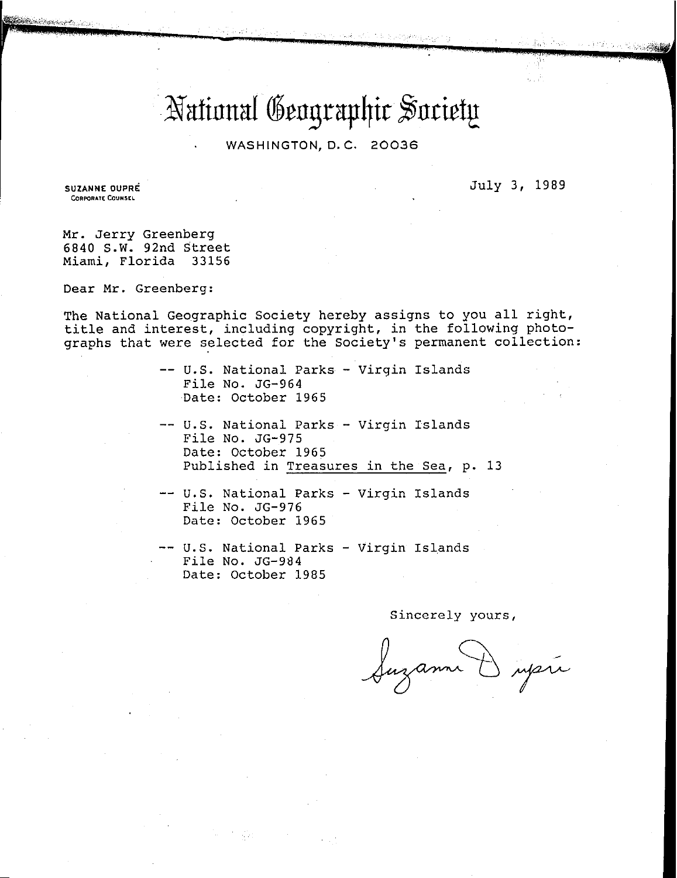# National Geographic Society

WASHINGTON, D.C. 20036

SUZANNE DUPRÉ
CORPORATE COUNSEL

July 3, 1989

Mr. Jerry Greenberg
6840 S.W. 92nd Street
Miami, Florida 33156

Dear Mr. Greenberg:

The National Geographic Society hereby assigns to you all right, title and interest, including copyright, in the following photographs that were selected for the Society's permanent collection:

-- U.S. National Parks - Virgin Islands
File No. JG-964
Date: October 1965

-- U.S. National Parks - Virgin Islands
File No. JG-975
Date: October 1965
Published in Treasures in the Sea, p. 13

-- U.S. National Parks - Virgin Islands
File No. JG-976
Date: October 1965

-- U.S. National Parks - Virgin Islands
File No. JG-984
Date: October 1985

Sincerely yours,

Suzanne Dupré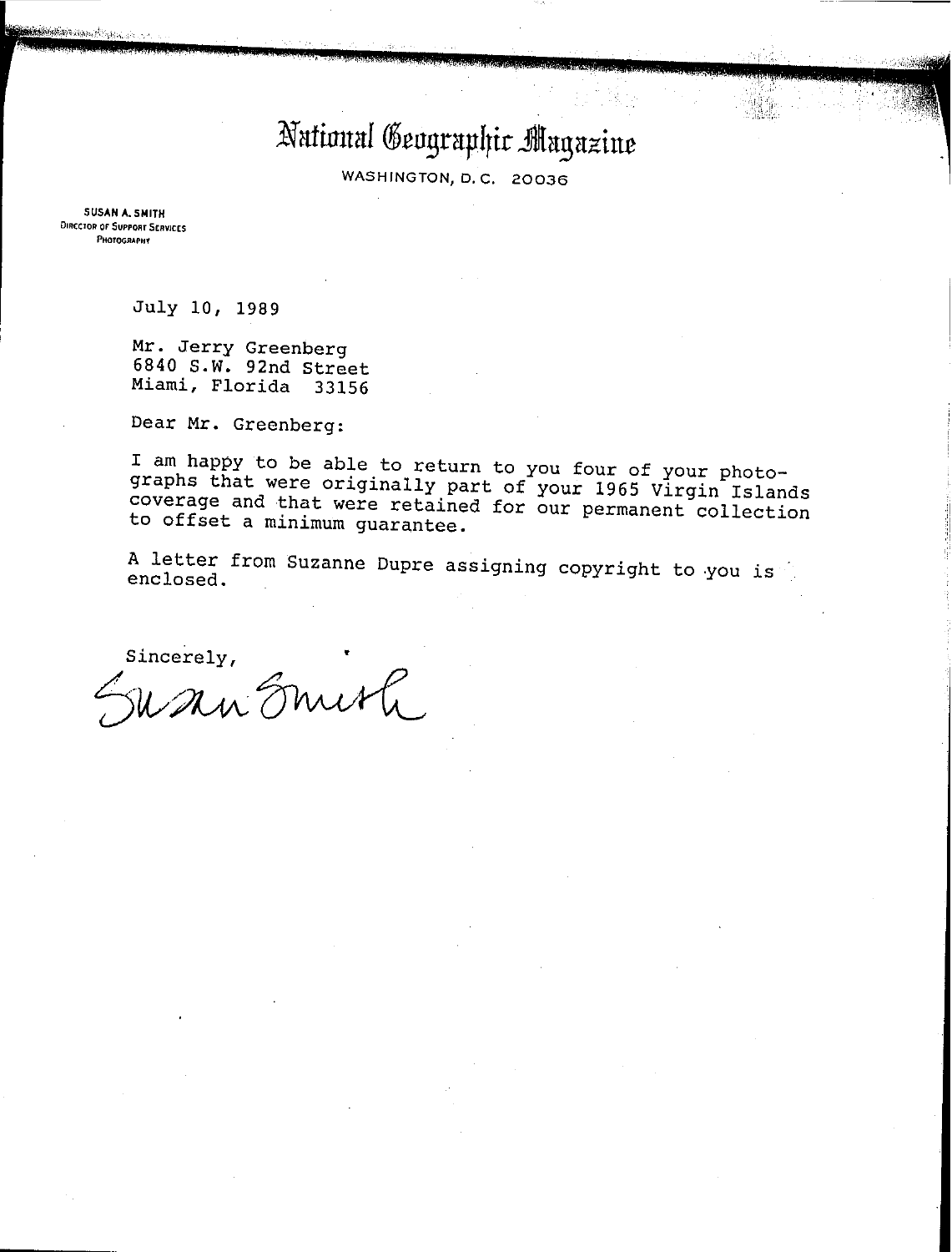# National Geographic Magazine

WASHINGTON, D.C. 20036

**SUSAN A. SMITH**
DIRECTOR OF SUPPORT SERVICES
PHOTOGRAPHY

July 10, 1989

Mr. Jerry Greenberg
6840 S.W. 92nd Street
Miami, Florida 33156

Dear Mr. Greenberg:

I am happy to be able to return to you four of your photographs that were originally part of your 1965 Virgin Islands coverage and that were retained for our permanent collection to offset a minimum guarantee.

A letter from Suzanne Dupre assigning copyright to you is enclosed.

Sincerely,

Susan Smith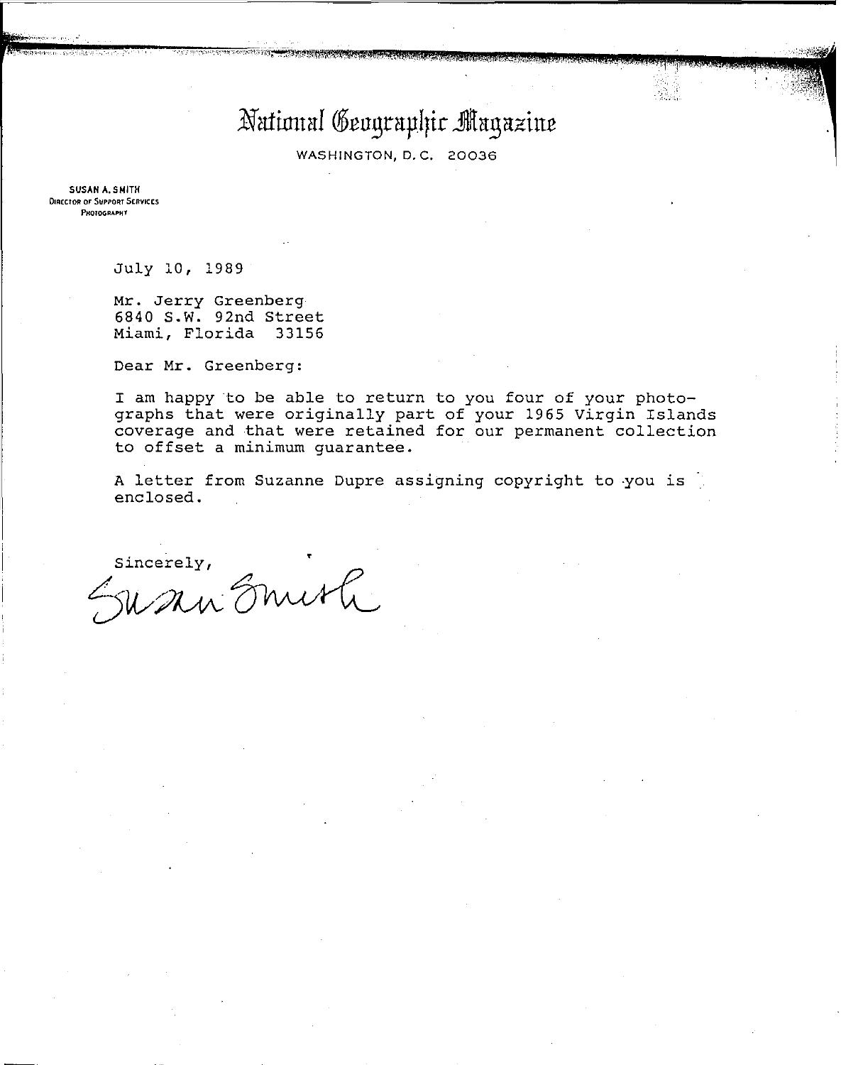# National Geographic Magazine

WASHINGTON, D.C. 20036

**SUSAN A. SMITH**
DIRECTOR OF SUPPORT SERVICES
PHOTOGRAPHY

July 10, 1989

Mr. Jerry Greenberg
6840 S.W. 92nd Street
Miami, Florida 33156

Dear Mr. Greenberg:

I am happy to be able to return to you four of your photographs that were originally part of your 1965 Virgin Islands coverage and that were retained for our permanent collection to offset a minimum guarantee.

A letter from Suzanne Dupre assigning copyright to you is enclosed.

Sincerely,

Susan Smith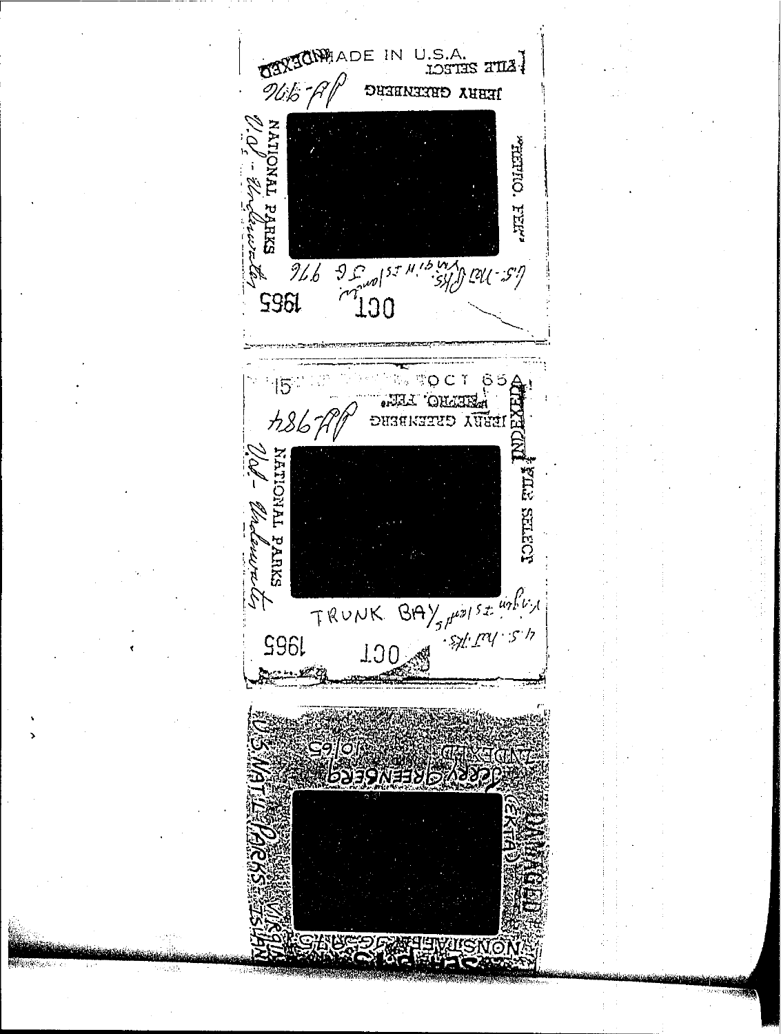MADE IN U.S.A.

INDEXED

FILE SELECT

JERRY GREENBERG

PJ-976

"RETRO. TEE"

NATIONAL PARKS

V.I. - Underwater

U.S. Nat Pks. Virgin Islands SG 976

OCT 1965

15 OCT 65

RETRO. TEE

JERRY GREENBERG

INDEXED

PJ-984

FILE SELECT

NATIONAL PARKS

V.I. - Underwater

TRUNK BAY

Virgin Islands

U.S. Nat. Pks.

OCT 1965

DAMAGED

INDEXED

Jerry Greenberg

(EKTA)

10/65

U.S. NAT'L PARKS - VIRGIN ISLANDS

NON STATE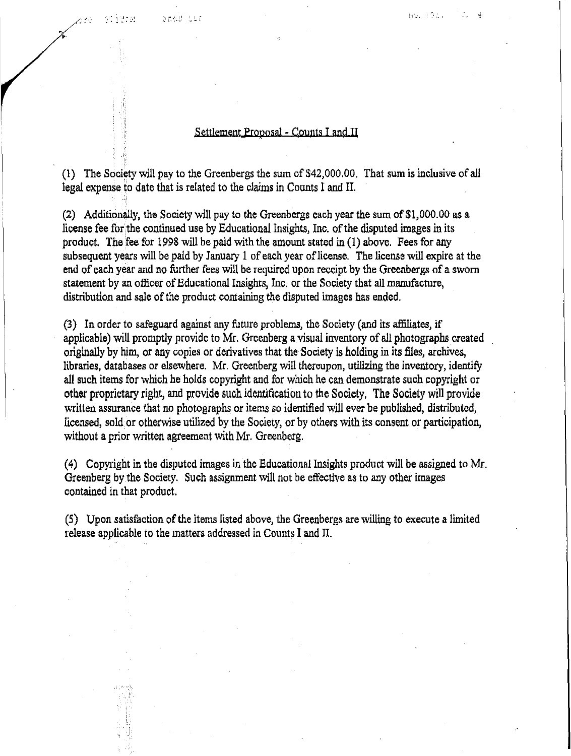## Settlement Proposal - Counts I and II

(1) The Society will pay to the Greenbergs the sum of $42,000.00. That sum is inclusive of all legal expense to date that is related to the claims in Counts I and II.

(2) Additionally, the Society will pay to the Greenbergs each year the sum of $1,000.00 as a license fee for the continued use by Educational Insights, Inc. of the disputed images in its product. The fee for 1998 will be paid with the amount stated in (1) above. Fees for any subsequent years will be paid by January 1 of each year of license. The license will expire at the end of each year and no further fees will be required upon receipt by the Greenbergs of a sworn statement by an officer of Educational Insights, Inc. or the Society that all manufacture, distribution and sale of the product containing the disputed images has ended.

(3) In order to safeguard against any future problems, the Society (and its affiliates, if applicable) will promptly provide to Mr. Greenberg a visual inventory of all photographs created originally by him, or any copies or derivatives that the Society is holding in its files, archives, libraries, databases or elsewhere. Mr. Greenberg will thereupon, utilizing the inventory, identify all such items for which he holds copyright and for which he can demonstrate such copyright or other proprietary right, and provide such identification to the Society. The Society will provide written assurance that no photographs or items so identified will ever be published, distributed, licensed, sold or otherwise utilized by the Society, or by others with its consent or participation, without a prior written agreement with Mr. Greenberg.

(4) Copyright in the disputed images in the Educational Insights product will be assigned to Mr. Greenberg by the Society. Such assignment will not be effective as to any other images contained in that product.

(5) Upon satisfaction of the items listed above, the Greenbergs are willing to execute a limited release applicable to the matters addressed in Counts I and II.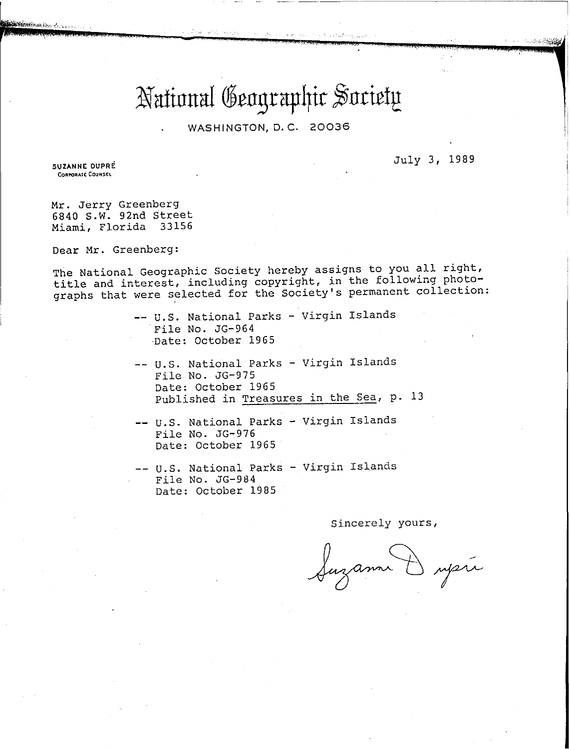# National Geographic Society

WASHINGTON, D.C. 20036

SUZANNE DUPRÉ
CORPORATE COUNSEL

July 3, 1989

Mr. Jerry Greenberg
6840 S.W. 92nd Street
Miami, Florida 33156

Dear Mr. Greenberg:

The National Geographic Society hereby assigns to you all right, title and interest, including copyright, in the following photographs that were selected for the Society's permanent collection:

-- U.S. National Parks - Virgin Islands
File No. JG-964
Date: October 1965

-- U.S. National Parks - Virgin Islands
File No. JG-975
Date: October 1965
Published in Treasures in the Sea, p. 13

-- U.S. National Parks - Virgin Islands
File No. JG-976
Date: October 1965

-- U.S. National Parks - Virgin Islands
File No. JG-984
Date: October 1985

Sincerely yours,

Suzanne Dupré